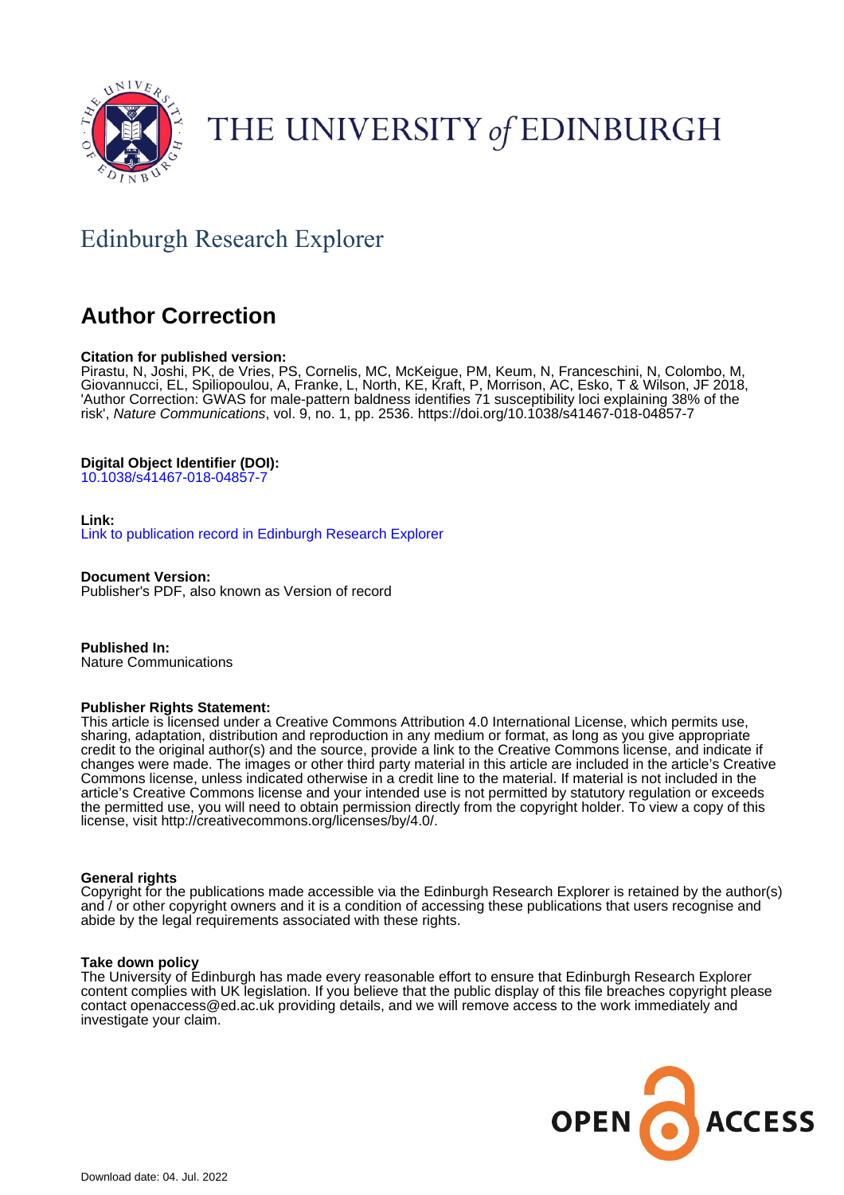THE UNIVERSITY of EDINBURGH

## Edinburgh Research Explorer

# Author Correction

**Citation for published version:**
Pirastu, N, Joshi, PK, de Vries, PS, Cornelis, MC, McKeigue, PM, Keum, N, Franceschini, N, Colombo, M, Giovannucci, EL, Spiliopoulou, A, Franke, L, North, KE, Kraft, P, Morrison, AC, Esko, T & Wilson, JF 2018, 'Author Correction: GWAS for male-pattern baldness identifies 71 susceptibility loci explaining 38% of the risk', *Nature Communications*, vol. 9, no. 1, pp. 2536. https://doi.org/10.1038/s41467-018-04857-7

**Digital Object Identifier (DOI):**
10.1038/s41467-018-04857-7

**Link:**
Link to publication record in Edinburgh Research Explorer

**Document Version:**
Publisher's PDF, also known as Version of record

**Published In:**
Nature Communications

**Publisher Rights Statement:**
This article is licensed under a Creative Commons Attribution 4.0 International License, which permits use, sharing, adaptation, distribution and reproduction in any medium or format, as long as you give appropriate credit to the original author(s) and the source, provide a link to the Creative Commons license, and indicate if changes were made. The images or other third party material in this article are included in the article's Creative Commons license, unless indicated otherwise in a credit line to the material. If material is not included in the article's Creative Commons license and your intended use is not permitted by statutory regulation or exceeds the permitted use, you will need to obtain permission directly from the copyright holder. To view a copy of this license, visit http://creativecommons.org/licenses/by/4.0/.

**General rights**
Copyright for the publications made accessible via the Edinburgh Research Explorer is retained by the author(s) and / or other copyright owners and it is a condition of accessing these publications that users recognise and abide by the legal requirements associated with these rights.

**Take down policy**
The University of Edinburgh has made every reasonable effort to ensure that Edinburgh Research Explorer content complies with UK legislation. If you believe that the public display of this file breaches copyright please contact openaccess@ed.ac.uk providing details, and we will remove access to the work immediately and investigate your claim.

OPEN ACCESS

Download date: 04. Jul. 2022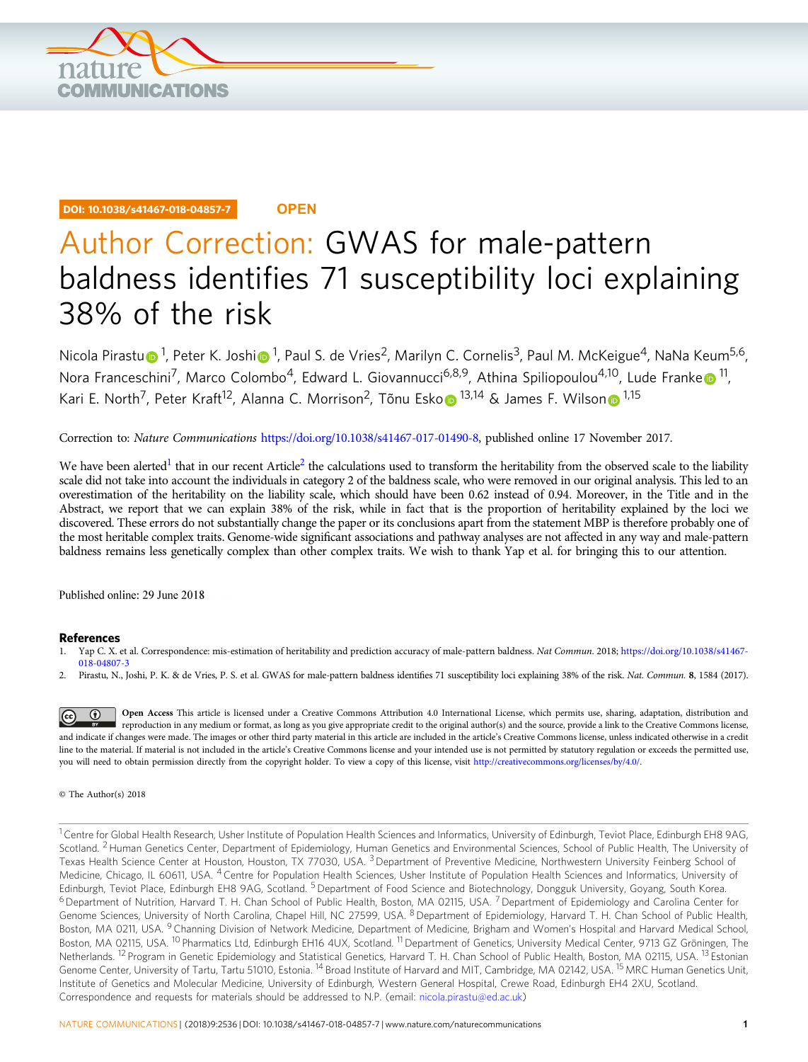DOI: 10.1038/s41467-018-04857-7

OPEN

# Author Correction: GWAS for male-pattern baldness identifies 71 susceptibility loci explaining 38% of the risk

Nicola Pirastu[1], Peter K. Joshi[1], Paul S. de Vries[2], Marilyn C. Cornelis[3], Paul M. McKeigue[4], NaNa Keum[5,6], Nora Franceschini[7], Marco Colombo[4], Edward L. Giovannucci[6,8,9], Athina Spiliopoulou[4,10], Lude Franke[11], Kari E. North[7], Peter Kraft[12], Alanna C. Morrison[2], Tõnu Esko[13,14] & James F. Wilson[1,15]

Correction to: *Nature Communications* https://doi.org/10.1038/s41467-017-01490-8, published online 17 November 2017.

We have been alerted[1] that in our recent Article[2] the calculations used to transform the heritability from the observed scale to the liability scale did not take into account the individuals in category 2 of the baldness scale, who were removed in our original analysis. This led to an overestimation of the heritability on the liability scale, which should have been 0.62 instead of 0.94. Moreover, in the Title and in the Abstract, we report that we can explain 38% of the risk, while in fact that is the proportion of heritability explained by the loci we discovered. These errors do not substantially change the paper or its conclusions apart from the statement MBP is therefore probably one of the most heritable complex traits. Genome-wide significant associations and pathway analyses are not affected in any way and male-pattern baldness remains less genetically complex than other complex traits. We wish to thank Yap et al. for bringing this to our attention.

Published online: 29 June 2018

## References

1. Yap C. X. et al. Correspondence: mis-estimation of heritability and prediction accuracy of male-pattern baldness. *Nat Commun*. 2018; https://doi.org/10.1038/s41467-018-04807-3
2. Pirastu, N., Joshi, P. K. & de Vries, P. S. et al. GWAS for male-pattern baldness identifies 71 susceptibility loci explaining 38% of the risk. *Nat. Commun.* **8**, 1584 (2017).

**Open Access** This article is licensed under a Creative Commons Attribution 4.0 International License, which permits use, sharing, adaptation, distribution and reproduction in any medium or format, as long as you give appropriate credit to the original author(s) and the source, provide a link to the Creative Commons license, and indicate if changes were made. The images or other third party material in this article are included in the article's Creative Commons license, unless indicated otherwise in a credit line to the material. If material is not included in the article's Creative Commons license and your intended use is not permitted by statutory regulation or exceeds the permitted use, you will need to obtain permission directly from the copyright holder. To view a copy of this license, visit http://creativecommons.org/licenses/by/4.0/.

© The Author(s) 2018

[1] Centre for Global Health Research, Usher Institute of Population Health Sciences and Informatics, University of Edinburgh, Teviot Place, Edinburgh EH8 9AG, Scotland. [2] Human Genetics Center, Department of Epidemiology, Human Genetics and Environmental Sciences, School of Public Health, The University of Texas Health Science Center at Houston, Houston, TX 77030, USA. [3] Department of Preventive Medicine, Northwestern University Feinberg School of Medicine, Chicago, IL 60611, USA. [4] Centre for Population Health Sciences, Usher Institute of Population Health Sciences and Informatics, University of Edinburgh, Teviot Place, Edinburgh EH8 9AG, Scotland. [5] Department of Food Science and Biotechnology, Dongguk University, Goyang, South Korea. [6] Department of Nutrition, Harvard T. H. Chan School of Public Health, Boston, MA 02115, USA. [7] Department of Epidemiology and Carolina Center for Genome Sciences, University of North Carolina, Chapel Hill, NC 27599, USA. [8] Department of Epidemiology, Harvard T. H. Chan School of Public Health, Boston, MA 0211, USA. [9] Channing Division of Network Medicine, Department of Medicine, Brigham and Women's Hospital and Harvard Medical School, Boston, MA 02115, USA. [10] Pharmatics Ltd, Edinburgh EH16 4UX, Scotland. [11] Department of Genetics, University Medical Center, 9713 GZ Gröningen, The Netherlands. [12] Program in Genetic Epidemiology and Statistical Genetics, Harvard T. H. Chan School of Public Health, Boston, MA 02115, USA. [13] Estonian Genome Center, University of Tartu, Tartu 51010, Estonia. [14] Broad Institute of Harvard and MIT, Cambridge, MA 02142, USA. [15] MRC Human Genetics Unit, Institute of Genetics and Molecular Medicine, University of Edinburgh, Western General Hospital, Crewe Road, Edinburgh EH4 2XU, Scotland. Correspondence and requests for materials should be addressed to N.P. (email: nicola.pirastu@ed.ac.uk)